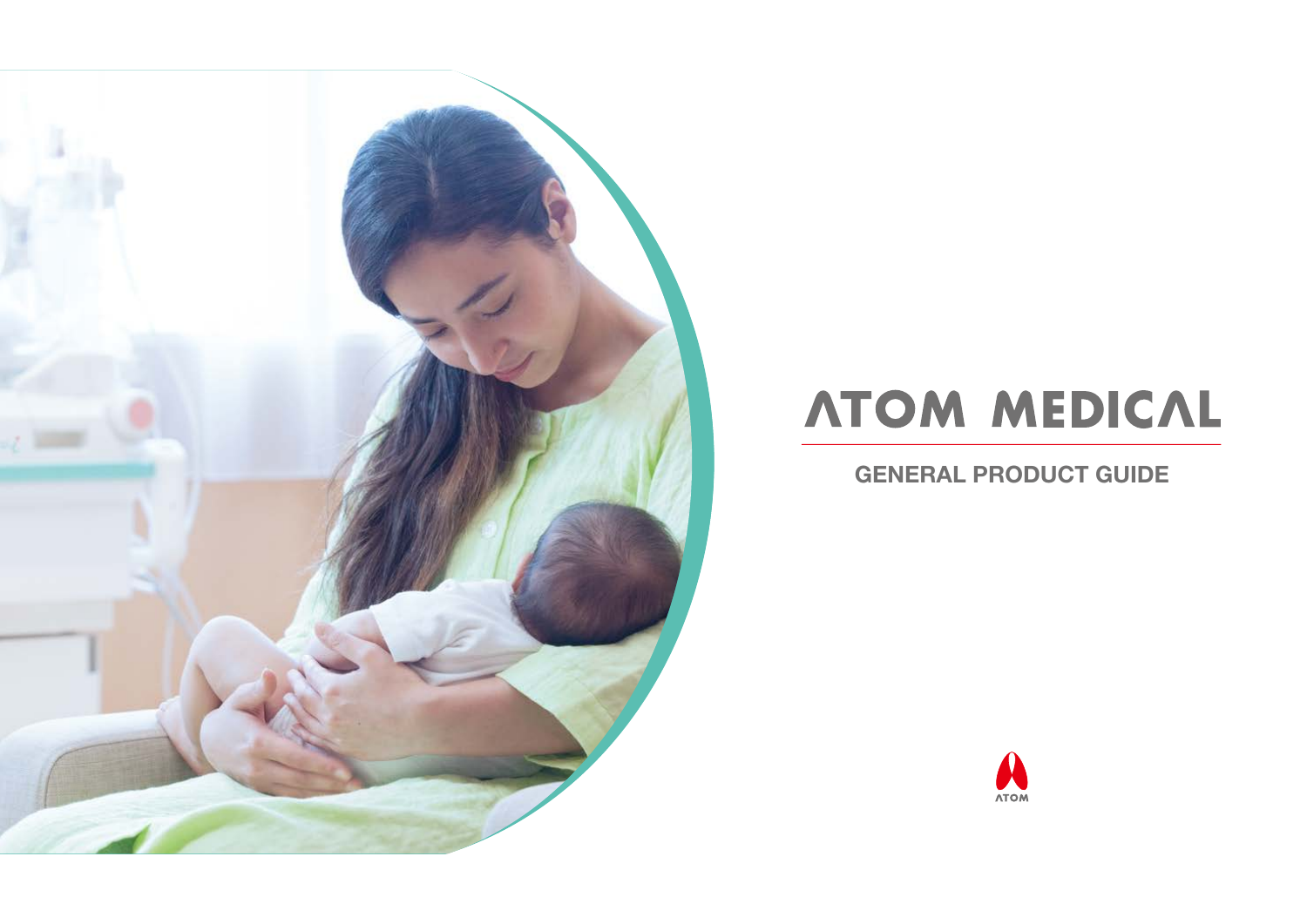# ATOM MEDICAL

## GENERAL PRODUCT GUIDE

ATOM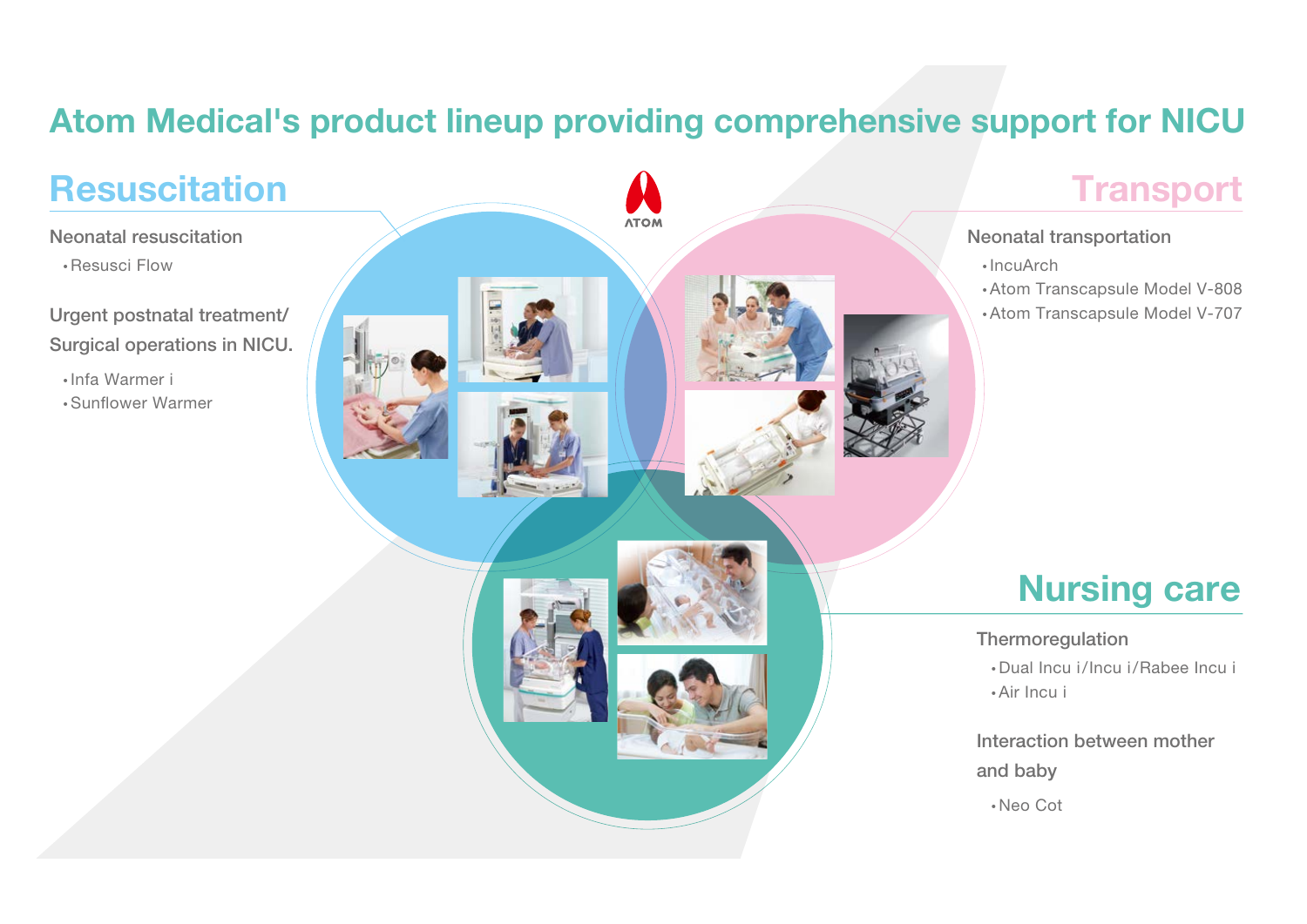# Atom Medical's product lineup providing comprehensive support for NICU

ATOM

## Resuscitation

### Neonatal resuscitation

- Resusci Flow

### Urgent postnatal treatment/ Surgical operations in NICU.

- Infa Warmer i
- Sunflower Warmer

## Transport

### Neonatal transportation

- IncuArch
- Atom Transcapsule Model V-808
- Atom Transcapsule Model V-707

## Nursing care

### Thermoregulation

- Dual Incu i/Incu i/Rabee Incu i
- Air Incu i

### Interaction between mother and baby

- Neo Cot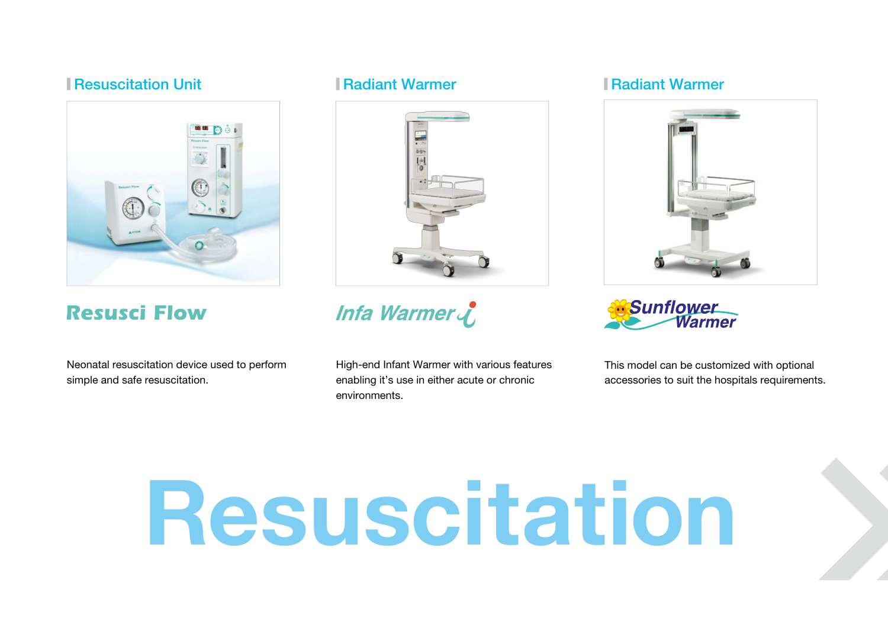## Resuscitation Unit

**Resusci Flow**

Neonatal resuscitation device used to perform simple and safe resuscitation.

## Radiant Warmer

***Infa Warmer i***

High-end Infant Warmer with various features enabling it's use in either acute or chronic environments.

## Radiant Warmer

***Sunflower Warmer***

This model can be customized with optional accessories to suit the hospitals requirements.

# Resuscitation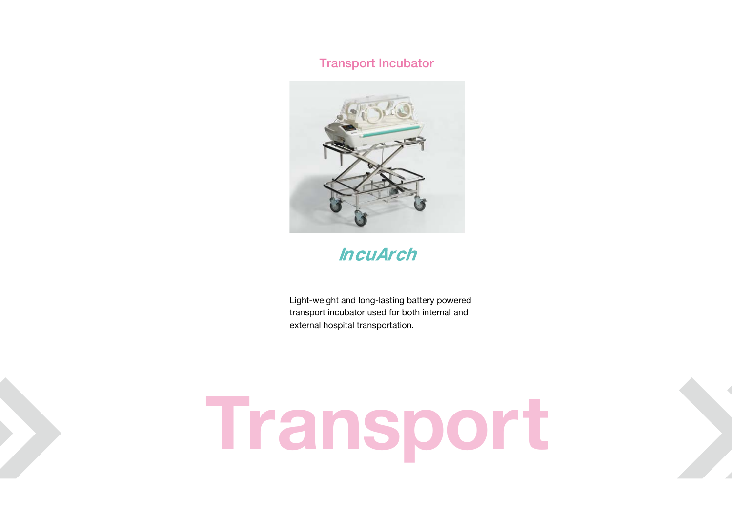## Transport Incubator

### IncuArch

Light-weight and long-lasting battery powered transport incubator used for both internal and external hospital transportation.

# Transport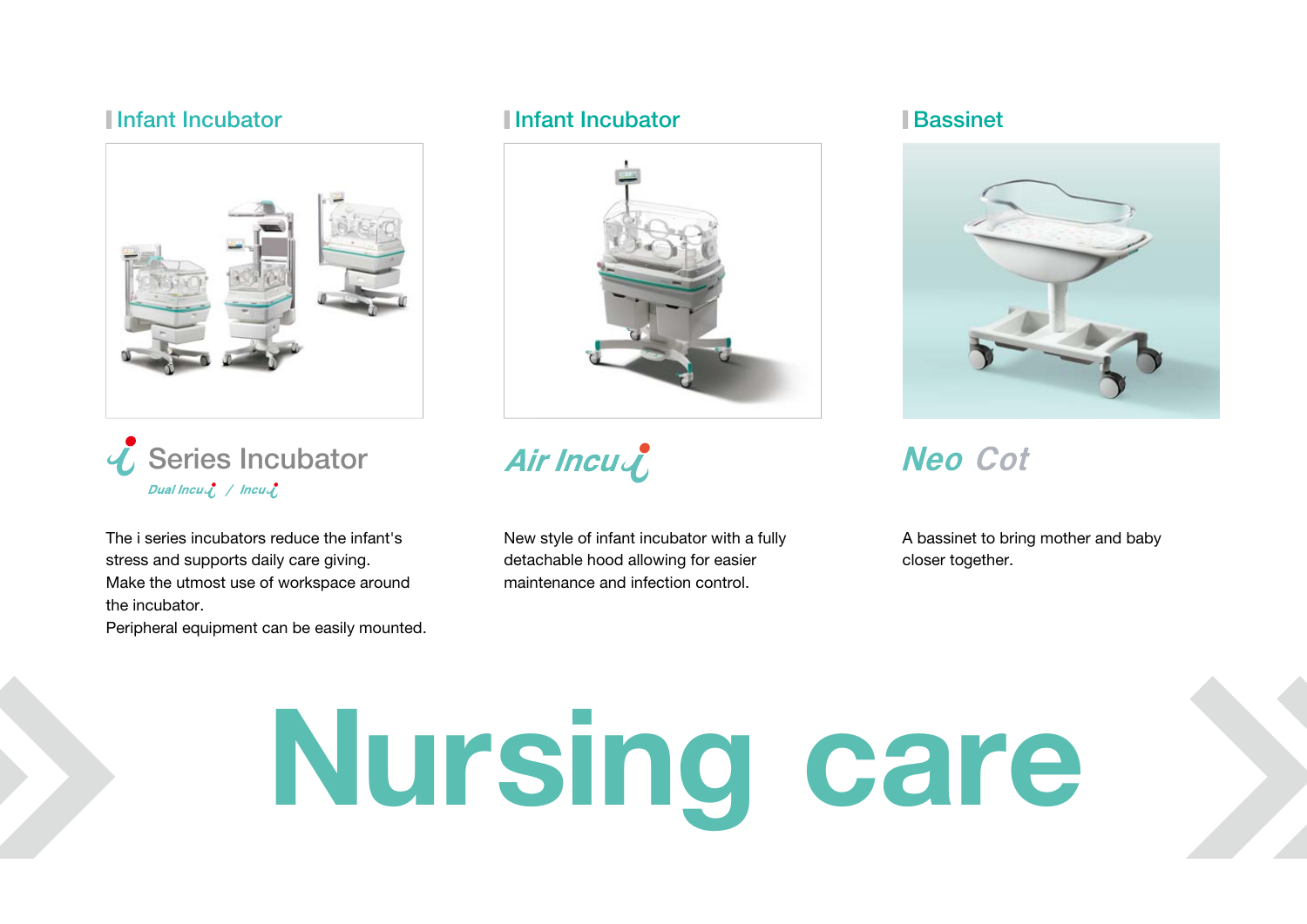## Infant Incubator

### i Series Incubator

*Dual Incu i / Incu i*

The i series incubators reduce the infant's stress and supports daily care giving.
Make the utmost use of workspace around the incubator.
Peripheral equipment can be easily mounted.

## Infant Incubator

### *Air Incu i*

New style of infant incubator with a fully detachable hood allowing for easier maintenance and infection control.

## Bassinet

### *Neo Cot*

A bassinet to bring mother and baby closer together.

# Nursing care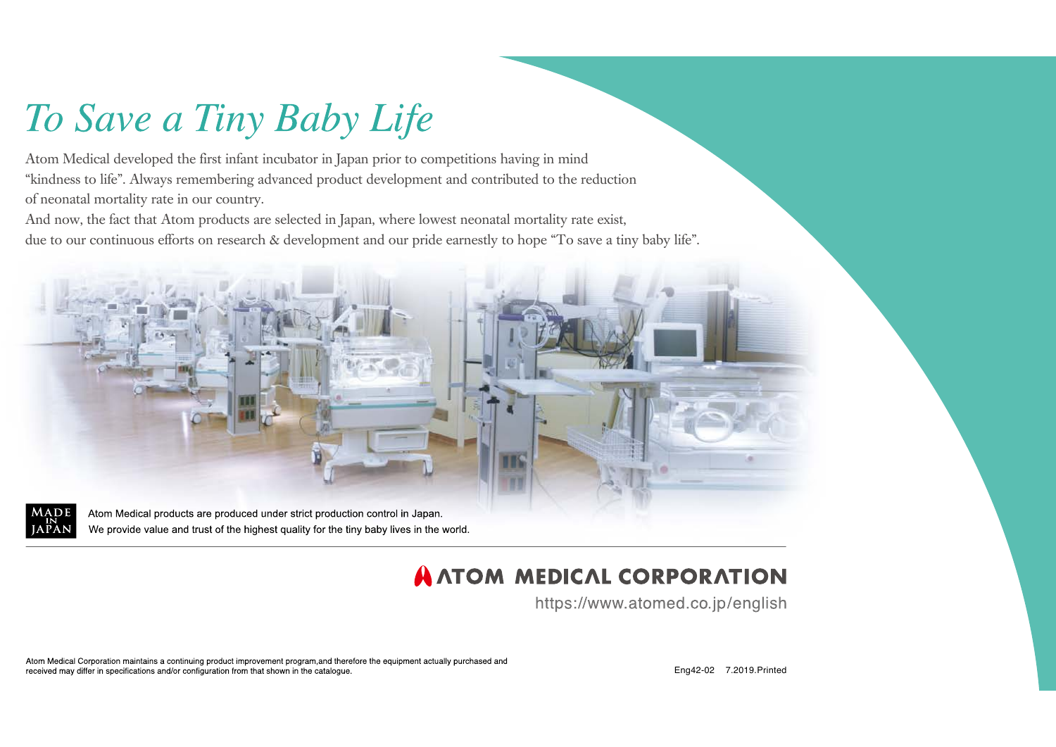# *To Save a Tiny Baby Life*

Atom Medical developed the first infant incubator in Japan prior to competitions having in mind "kindness to life". Always remembering advanced product development and contributed to the reduction of neonatal mortality rate in our country.

And now, the fact that Atom products are selected in Japan, where lowest neonatal mortality rate exist, due to our continuous efforts on research & development and our pride earnestly to hope "To save a tiny baby life".

MADE IN JAPAN

Atom Medical products are produced under strict production control in Japan.
We provide value and trust of the highest quality for the tiny baby lives in the world.

---

**ATOM MEDICAL CORPORATION**

https://www.atomed.co.jp/english

Atom Medical Corporation maintains a continuing product improvement program,and therefore the equipment actually purchased and received may differ in specifications and/or configuration from that shown in the catalogue.

Eng42-02 7.2019.Printed